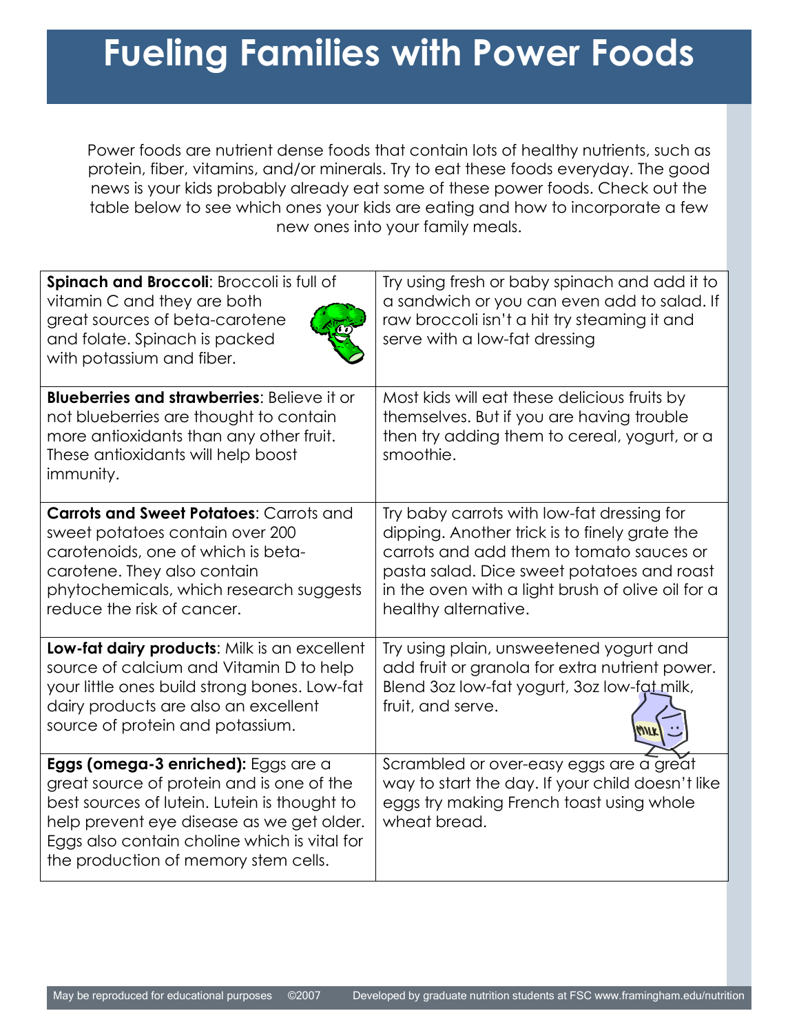# Fueling Families with Power Foods

Power foods are nutrient dense foods that contain lots of healthy nutrients, such as protein, fiber, vitamins, and/or minerals. Try to eat these foods everyday. The good news is your kids probably already eat some of these power foods. Check out the table below to see which ones your kids are eating and how to incorporate a few new ones into your family meals.

| | |
|---|---|
| **Spinach and Broccoli**: Broccoli is full of vitamin C and they are both great sources of beta-carotene and folate. Spinach is packed with potassium and fiber. | Try using fresh or baby spinach and add it to a sandwich or you can even add to salad. If raw broccoli isn't a hit try steaming it and serve with a low-fat dressing |
| **Blueberries and strawberries**: Believe it or not blueberries are thought to contain more antioxidants than any other fruit. These antioxidants will help boost immunity. | Most kids will eat these delicious fruits by themselves. But if you are having trouble then try adding them to cereal, yogurt, or a smoothie. |
| **Carrots and Sweet Potatoes**: Carrots and sweet potatoes contain over 200 carotenoids, one of which is beta-carotene. They also contain phytochemicals, which research suggests reduce the risk of cancer. | Try baby carrots with low-fat dressing for dipping. Another trick is to finely grate the carrots and add them to tomato sauces or pasta salad. Dice sweet potatoes and roast in the oven with a light brush of olive oil for a healthy alternative. |
| **Low-fat dairy products**: Milk is an excellent source of calcium and Vitamin D to help your little ones build strong bones. Low-fat dairy products are also an excellent source of protein and potassium. | Try using plain, unsweetened yogurt and add fruit or granola for extra nutrient power. Blend 3oz low-fat yogurt, 3oz low-fat milk, fruit, and serve. |
| **Eggs (omega-3 enriched):** Eggs are a great source of protein and is one of the best sources of lutein. Lutein is thought to help prevent eye disease as we get older. Eggs also contain choline which is vital for the production of memory stem cells. | Scrambled or over-easy eggs are a great way to start the day. If your child doesn't like eggs try making French toast using whole wheat bread. |

May be reproduced for educational purposes ©2007 Developed by graduate nutrition students at FSC www.framingham.edu/nutrition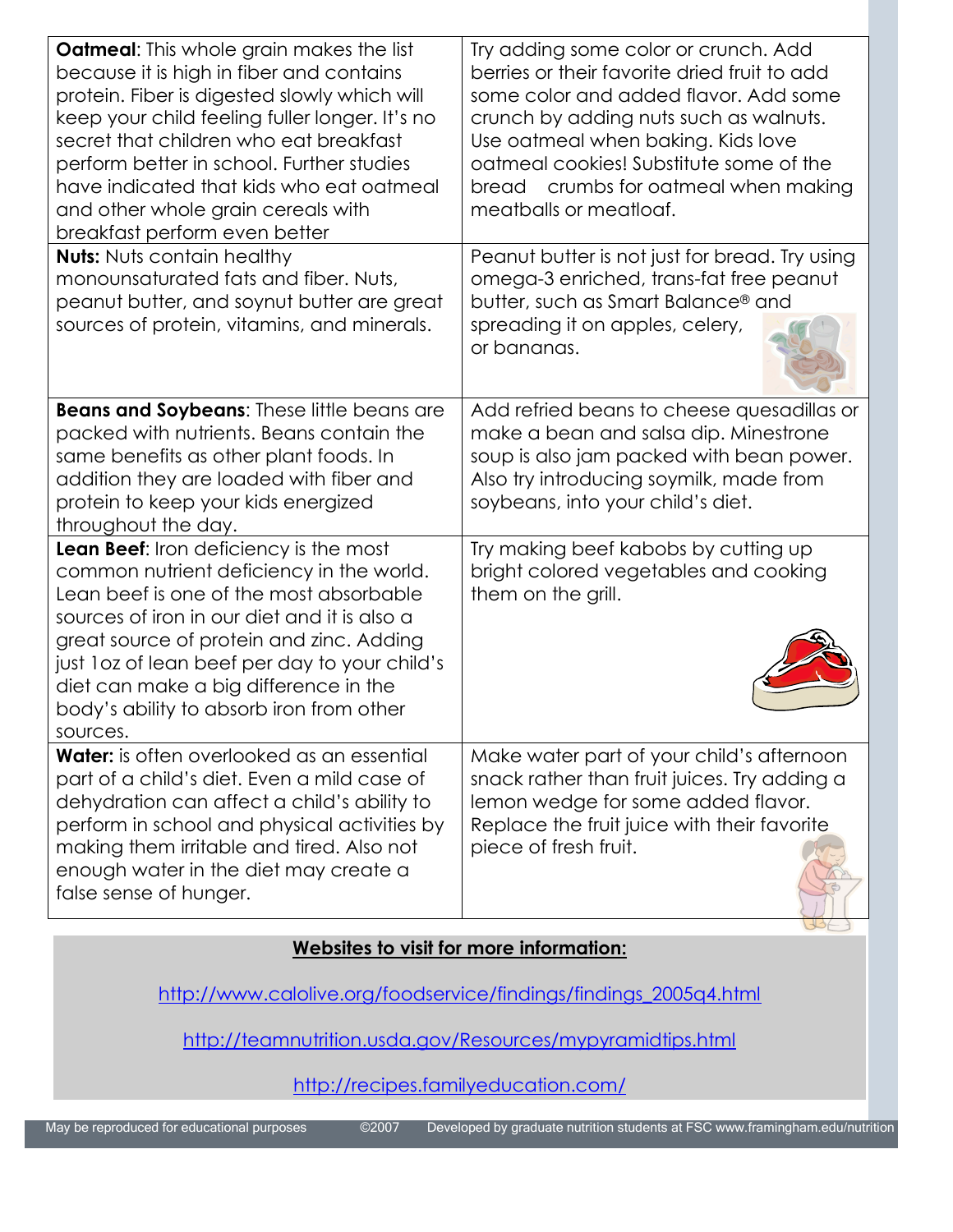| | |
|---|---|
| **Oatmeal**: This whole grain makes the list because it is high in fiber and contains protein. Fiber is digested slowly which will keep your child feeling fuller longer. It's no secret that children who eat breakfast perform better in school. Further studies have indicated that kids who eat oatmeal and other whole grain cereals with breakfast perform even better | Try adding some color or crunch. Add berries or their favorite dried fruit to add some color and added flavor. Add some crunch by adding nuts such as walnuts. Use oatmeal when baking. Kids love oatmeal cookies! Substitute some of the bread crumbs for oatmeal when making meatballs or meatloaf. |
| **Nuts:** Nuts contain healthy monounsaturated fats and fiber. Nuts, peanut butter, and soynut butter are great sources of protein, vitamins, and minerals. | Peanut butter is not just for bread. Try using omega-3 enriched, trans-fat free peanut butter, such as Smart Balance® and spreading it on apples, celery, or bananas. |
| **Beans and Soybeans**: These little beans are packed with nutrients. Beans contain the same benefits as other plant foods. In addition they are loaded with fiber and protein to keep your kids energized throughout the day. | Add refried beans to cheese quesadillas or make a bean and salsa dip. Minestrone soup is also jam packed with bean power. Also try introducing soymilk, made from soybeans, into your child's diet. |
| **Lean Beef**: Iron deficiency is the most common nutrient deficiency in the world. Lean beef is one of the most absorbable sources of iron in our diet and it is also a great source of protein and zinc. Adding just 1oz of lean beef per day to your child's diet can make a big difference in the body's ability to absorb iron from other sources. | Try making beef kabobs by cutting up bright colored vegetables and cooking them on the grill. |
| **Water:** is often overlooked as an essential part of a child's diet. Even a mild case of dehydration can affect a child's ability to perform in school and physical activities by making them irritable and tired. Also not enough water in the diet may create a false sense of hunger. | Make water part of your child's afternoon snack rather than fruit juices. Try adding a lemon wedge for some added flavor. Replace the fruit juice with their favorite piece of fresh fruit. |

**Websites to visit for more information:**

http://www.calolive.org/foodservice/findings/findings_2005q4.html

http://teamnutrition.usda.gov/Resources/mypyramidtips.html

http://recipes.familyeducation.com/

May be reproduced for educational purposes ©2007 Developed by graduate nutrition students at FSC www.framingham.edu/nutrition